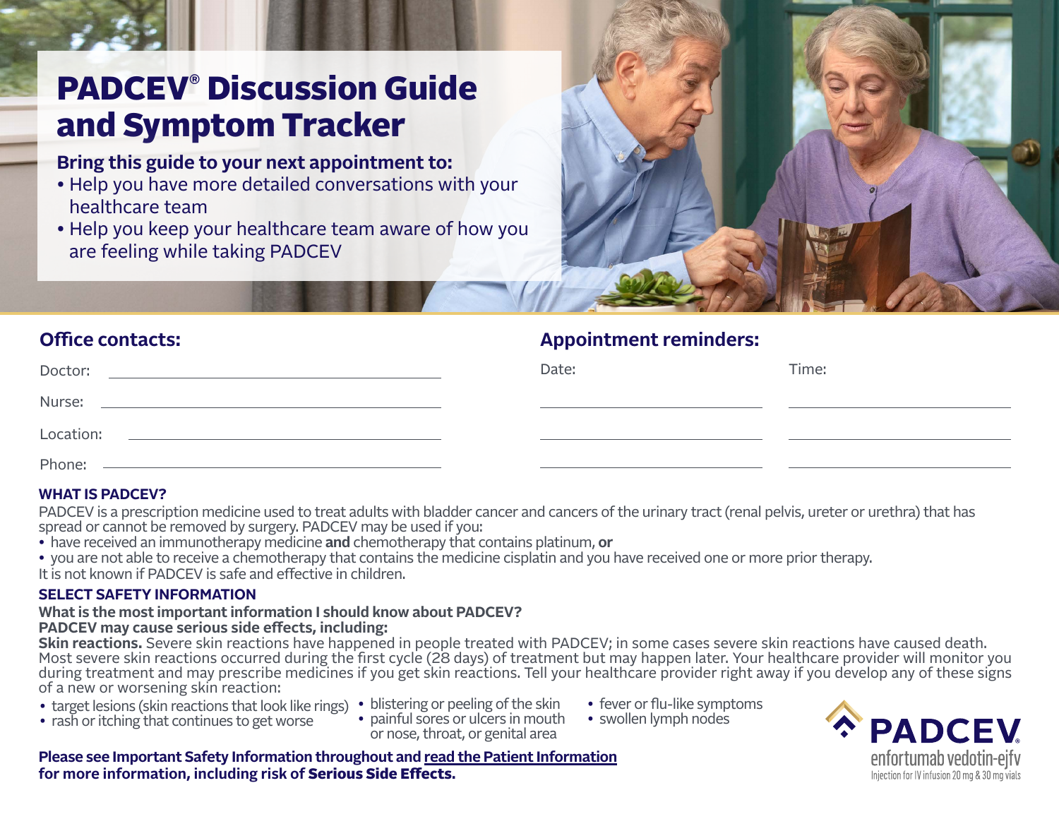# PADCEV® Discussion Guide and Symptom Tracker

**Bring this guide to your next appointment to:**

- Help you have more detailed conversations with your healthcare team
- Help you keep your healthcare team aware of how you are feeling while taking PADCEV

## Office contacts:

Doctor: ____________________

Nurse: ____________________

Location: ____________________

Phone: ____________________

## Appointment reminders:

| Date: | Time: |
| --- | --- |
| | |
| | |
| | |

### WHAT IS PADCEV?

PADCEV is a prescription medicine used to treat adults with bladder cancer and cancers of the urinary tract (renal pelvis, ureter or urethra) that has spread or cannot be removed by surgery. PADCEV may be used if you:

- have received an immunotherapy medicine **and** chemotherapy that contains platinum, **or**
- you are not able to receive a chemotherapy that contains the medicine cisplatin and you have received one or more prior therapy.

It is not known if PADCEV is safe and effective in children.

### SELECT SAFETY INFORMATION

**What is the most important information I should know about PADCEV?**
**PADCEV may cause serious side effects, including:**

**Skin reactions.** Severe skin reactions have happened in people treated with PADCEV; in some cases severe skin reactions have caused death. Most severe skin reactions occurred during the first cycle (28 days) of treatment but may happen later. Your healthcare provider will monitor you during treatment and may prescribe medicines if you get skin reactions. Tell your healthcare provider right away if you develop any of these signs of a new or worsening skin reaction:

- target lesions (skin reactions that look like rings)
- rash or itching that continues to get worse
- blistering or peeling of the skin
- painful sores or ulcers in mouth or nose, throat, or genital area
- fever or flu-like symptoms
- swollen lymph nodes

**Please see Important Safety Information throughout and read the Patient Information for more information, including risk of Serious Side Effects.**

PADCEV
enfortumab vedotin-ejfv
Injection for IV infusion 20 mg & 30 mg vials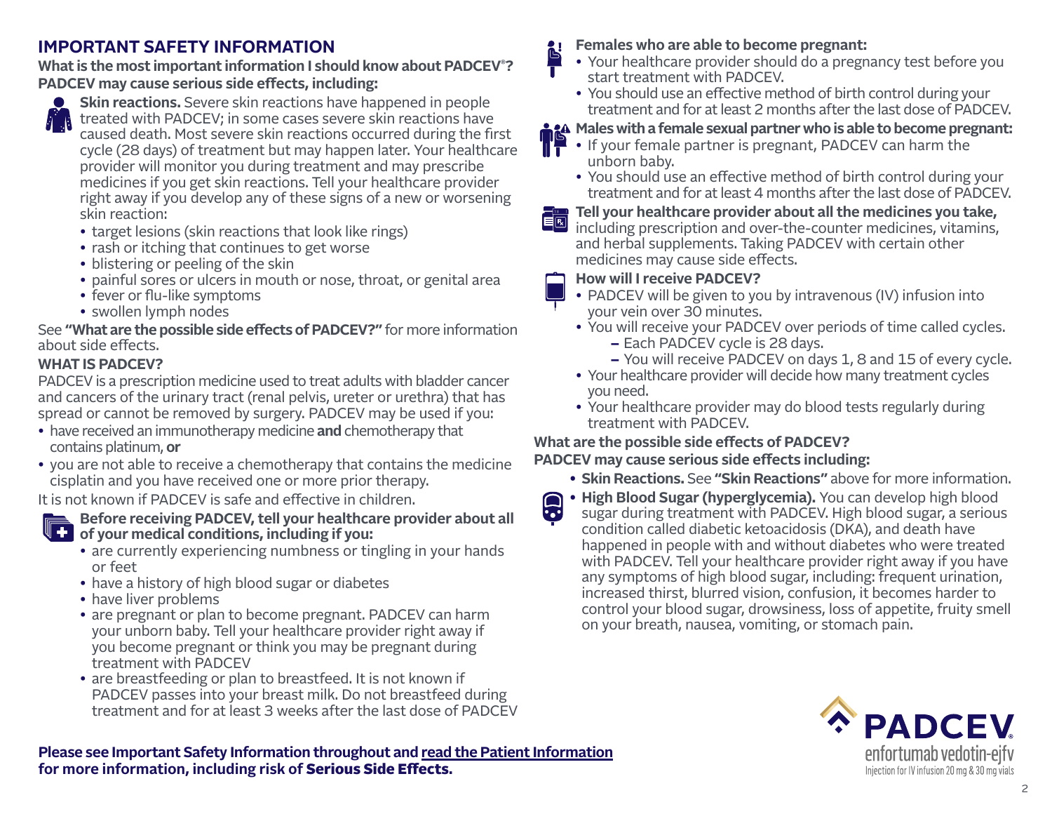## IMPORTANT SAFETY INFORMATION

**What is the most important information I should know about PADCEV®?**
**PADCEV may cause serious side effects, including:**

**Skin reactions.** Severe skin reactions have happened in people treated with PADCEV; in some cases severe skin reactions have caused death. Most severe skin reactions occurred during the first cycle (28 days) of treatment but may happen later. Your healthcare provider will monitor you during treatment and may prescribe medicines if you get skin reactions. Tell your healthcare provider right away if you develop any of these signs of a new or worsening skin reaction:

- target lesions (skin reactions that look like rings)
- rash or itching that continues to get worse
- blistering or peeling of the skin
- painful sores or ulcers in mouth or nose, throat, or genital area
- fever or flu-like symptoms
- swollen lymph nodes

See **"What are the possible side effects of PADCEV?"** for more information about side effects.

**WHAT IS PADCEV?**

PADCEV is a prescription medicine used to treat adults with bladder cancer and cancers of the urinary tract (renal pelvis, ureter or urethra) that has spread or cannot be removed by surgery. PADCEV may be used if you:

- have received an immunotherapy medicine **and** chemotherapy that contains platinum, **or**
- you are not able to receive a chemotherapy that contains the medicine cisplatin and you have received one or more prior therapy.

It is not known if PADCEV is safe and effective in children.

**Before receiving PADCEV, tell your healthcare provider about all of your medical conditions, including if you:**

- are currently experiencing numbness or tingling in your hands or feet
- have a history of high blood sugar or diabetes
- have liver problems
- are pregnant or plan to become pregnant. PADCEV can harm your unborn baby. Tell your healthcare provider right away if you become pregnant or think you may be pregnant during treatment with PADCEV
- are breastfeeding or plan to breastfeed. It is not known if PADCEV passes into your breast milk. Do not breastfeed during treatment and for at least 3 weeks after the last dose of PADCEV

**Females who are able to become pregnant:**

- Your healthcare provider should do a pregnancy test before you start treatment with PADCEV.
- You should use an effective method of birth control during your treatment and for at least 2 months after the last dose of PADCEV.

**Males with a female sexual partner who is able to become pregnant:**

- If your female partner is pregnant, PADCEV can harm the unborn baby.
- You should use an effective method of birth control during your treatment and for at least 4 months after the last dose of PADCEV.

**Tell your healthcare provider about all the medicines you take,** including prescription and over-the-counter medicines, vitamins, and herbal supplements. Taking PADCEV with certain other medicines may cause side effects.

**How will I receive PADCEV?**

- PADCEV will be given to you by intravenous (IV) infusion into your vein over 30 minutes.
- You will receive your PADCEV over periods of time called cycles.
  - Each PADCEV cycle is 28 days.
  - You will receive PADCEV on days 1, 8 and 15 of every cycle.
- Your healthcare provider will decide how many treatment cycles you need.
- Your healthcare provider may do blood tests regularly during treatment with PADCEV.

**What are the possible side effects of PADCEV?**
**PADCEV may cause serious side effects including:**

- **Skin Reactions.** See **"Skin Reactions"** above for more information.
- **High Blood Sugar (hyperglycemia).** You can develop high blood sugar during treatment with PADCEV. High blood sugar, a serious condition called diabetic ketoacidosis (DKA), and death have happened in people with and without diabetes who were treated with PADCEV. Tell your healthcare provider right away if you have any symptoms of high blood sugar, including: frequent urination, increased thirst, blurred vision, confusion, it becomes harder to control your blood sugar, drowsiness, loss of appetite, fruity smell on your breath, nausea, vomiting, or stomach pain.

**Please see Important Safety Information throughout and read the Patient Information for more information, including risk of Serious Side Effects.**

PADCEV® enfortumab vedotin-ejfv
Injection for IV infusion 20 mg & 30 mg vials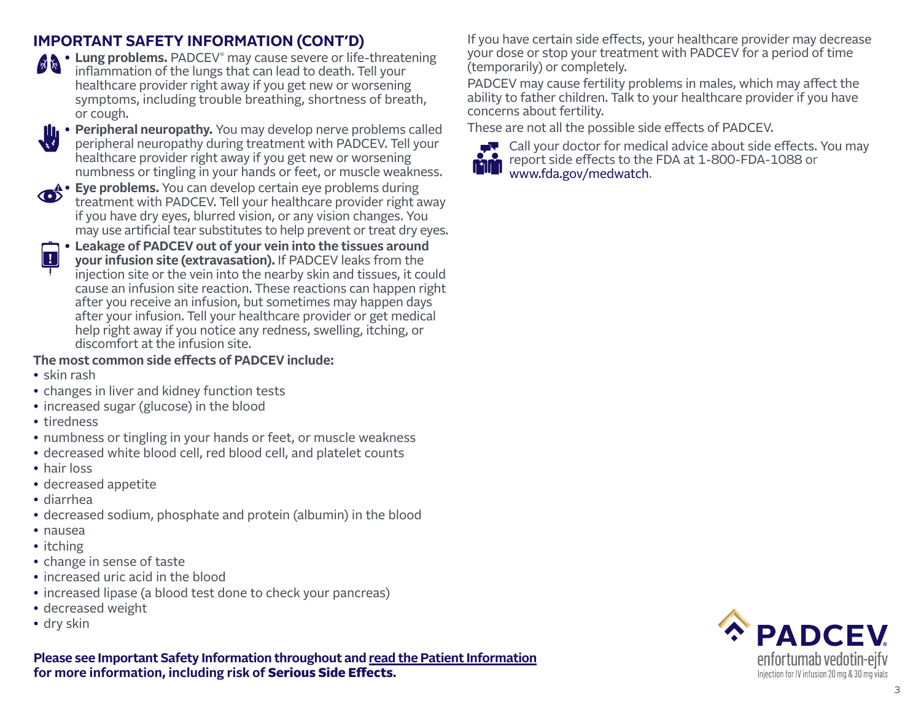## IMPORTANT SAFETY INFORMATION (CONT'D)

- **Lung problems.** PADCEV® may cause severe or life-threatening inflammation of the lungs that can lead to death. Tell your healthcare provider right away if you get new or worsening symptoms, including trouble breathing, shortness of breath, or cough.
- **Peripheral neuropathy.** You may develop nerve problems called peripheral neuropathy during treatment with PADCEV. Tell your healthcare provider right away if you get new or worsening numbness or tingling in your hands or feet, or muscle weakness.
- **Eye problems.** You can develop certain eye problems during treatment with PADCEV. Tell your healthcare provider right away if you have dry eyes, blurred vision, or any vision changes. You may use artificial tear substitutes to help prevent or treat dry eyes.
- **Leakage of PADCEV out of your vein into the tissues around your infusion site (extravasation).** If PADCEV leaks from the injection site or the vein into the nearby skin and tissues, it could cause an infusion site reaction. These reactions can happen right after you receive an infusion, but sometimes may happen days after your infusion. Tell your healthcare provider or get medical help right away if you notice any redness, swelling, itching, or discomfort at the infusion site.

**The most common side effects of PADCEV include:**

- skin rash
- changes in liver and kidney function tests
- increased sugar (glucose) in the blood
- tiredness
- numbness or tingling in your hands or feet, or muscle weakness
- decreased white blood cell, red blood cell, and platelet counts
- hair loss
- decreased appetite
- diarrhea
- decreased sodium, phosphate and protein (albumin) in the blood
- nausea
- itching
- change in sense of taste
- increased uric acid in the blood
- increased lipase (a blood test done to check your pancreas)
- decreased weight
- dry skin

**Please see Important Safety Information throughout and read the Patient Information for more information, including risk of Serious Side Effects.**

If you have certain side effects, your healthcare provider may decrease your dose or stop your treatment with PADCEV for a period of time (temporarily) or completely.

PADCEV may cause fertility problems in males, which may affect the ability to father children. Talk to your healthcare provider if you have concerns about fertility.

These are not all the possible side effects of PADCEV.

Call your doctor for medical advice about side effects. You may report side effects to the FDA at 1-800-FDA-1088 or www.fda.gov/medwatch.

PADCEV®
enfortumab vedotin-ejfv
Injection for IV infusion 20 mg & 30 mg vials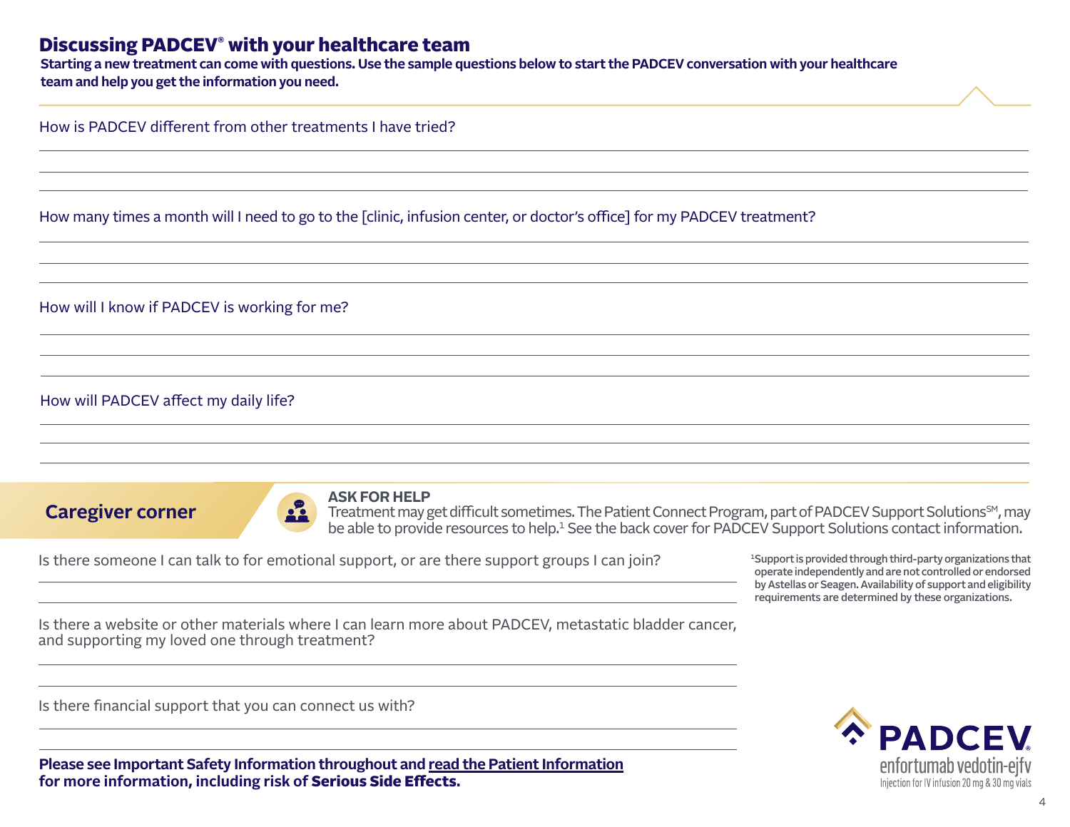## Discussing PADCEV® with your healthcare team

**Starting a new treatment can come with questions. Use the sample questions below to start the PADCEV conversation with your healthcare team and help you get the information you need.**

How is PADCEV different from other treatments I have tried?

How many times a month will I need to go to the [clinic, infusion center, or doctor's office] for my PADCEV treatment?

How will I know if PADCEV is working for me?

How will PADCEV affect my daily life?

### Caregiver corner

**ASK FOR HELP**

Treatment may get difficult sometimes. The Patient Connect Program, part of PADCEV Support Solutions℠, may be able to provide resources to help.[1] See the back cover for PADCEV Support Solutions contact information.

Is there someone I can talk to for emotional support, or are there support groups I can join?

Is there a website or other materials where I can learn more about PADCEV, metastatic bladder cancer, and supporting my loved one through treatment?

Is there financial support that you can connect us with?

[1]Support is provided through third-party organizations that operate independently and are not controlled or endorsed by Astellas or Seagen. Availability of support and eligibility requirements are determined by these organizations.

**Please see Important Safety Information throughout and read the Patient Information for more information, including risk of Serious Side Effects.**

PADCEV® enfortumab vedotin-ejfv Injection for IV infusion 20 mg & 30 mg vials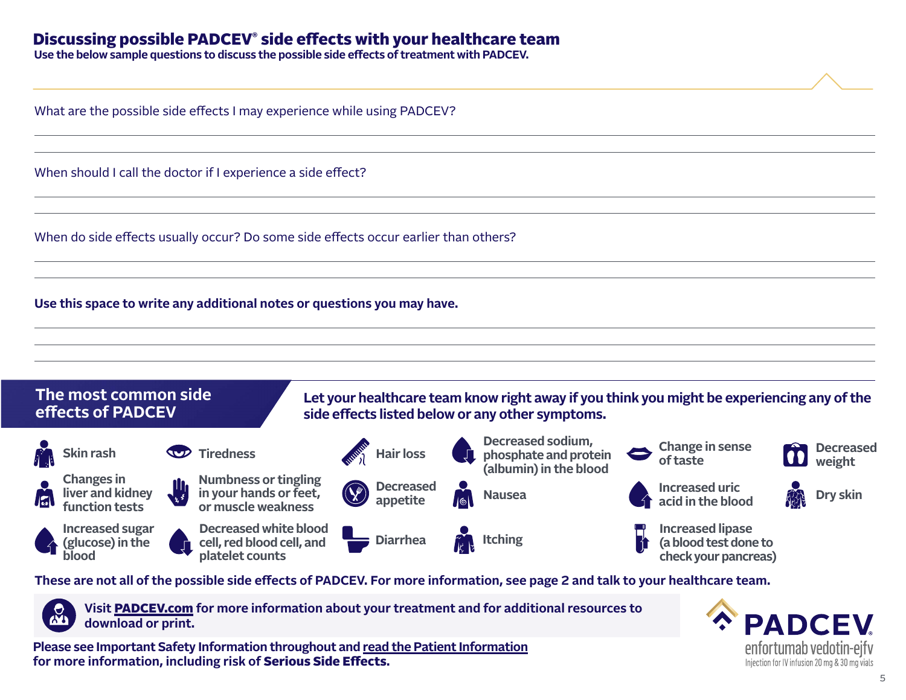# Discussing possible PADCEV® side effects with your healthcare team

**Use the below sample questions to discuss the possible side effects of treatment with PADCEV.**

What are the possible side effects I may experience while using PADCEV?

When should I call the doctor if I experience a side effect?

When do side effects usually occur? Do some side effects occur earlier than others?

**Use this space to write any additional notes or questions you may have.**

## The most common side effects of PADCEV

**Let your healthcare team know right away if you think you might be experiencing any of the side effects listed below or any other symptoms.**

- Skin rash
- Changes in liver and kidney function tests
- Increased sugar (glucose) in the blood
- Tiredness
- Numbness or tingling in your hands or feet, or muscle weakness
- Decreased white blood cell, red blood cell, and platelet counts
- Hair loss
- Decreased appetite
- Diarrhea
- Decreased sodium, phosphate and protein (albumin) in the blood
- Nausea
- Itching
- Change in sense of taste
- Increased uric acid in the blood
- Increased lipase (a blood test done to check your pancreas)
- Decreased weight
- Dry skin

**These are not all of the possible side effects of PADCEV. For more information, see page 2 and talk to your healthcare team.**

**Visit PADCEV.com for more information about your treatment and for additional resources to download or print.**

**Please see Important Safety Information throughout and read the Patient Information for more information, including risk of Serious Side Effects.**

PADCEV® enfortumab vedotin-ejfv
Injection for IV infusion 20 mg & 30 mg vials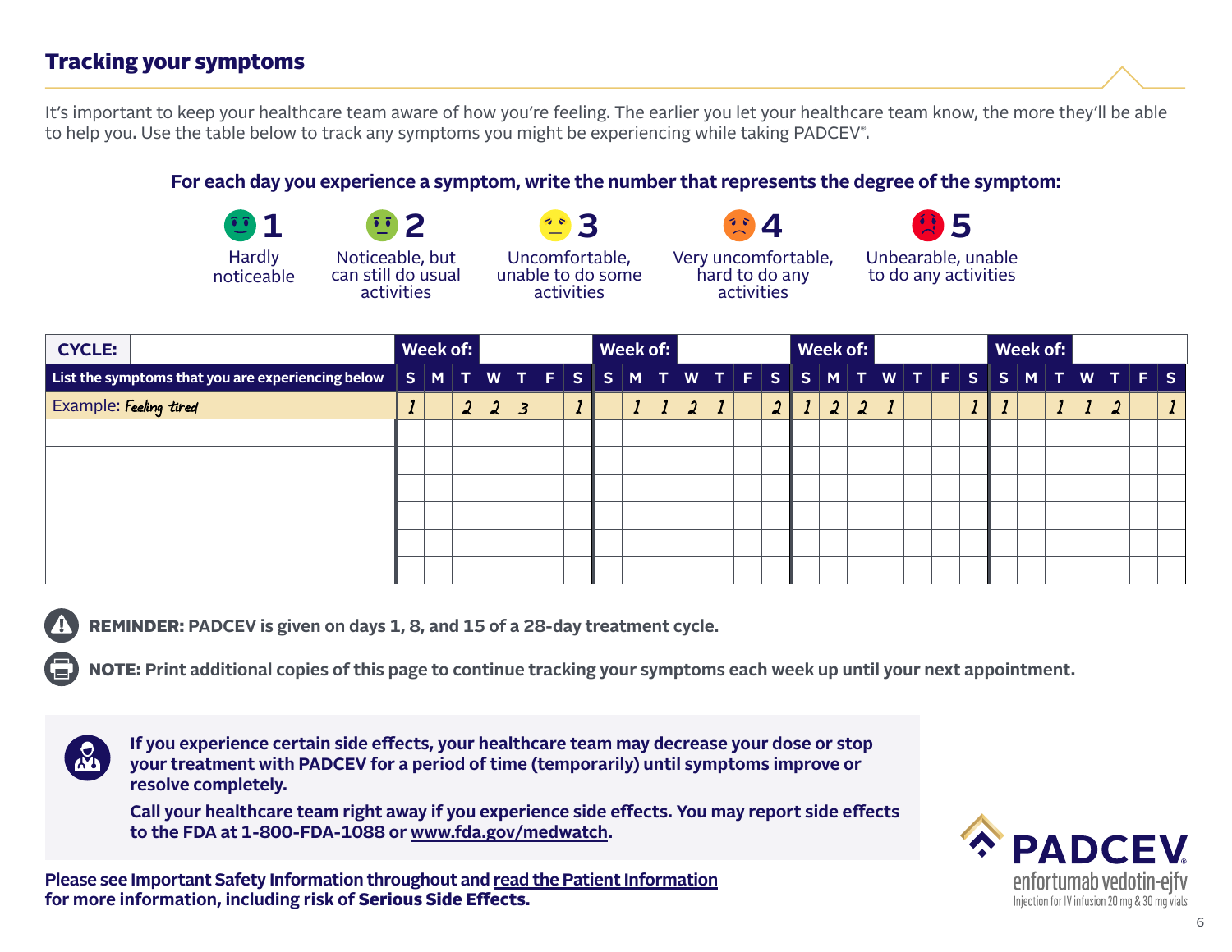## Tracking your symptoms

It's important to keep your healthcare team aware of how you're feeling. The earlier you let your healthcare team know, the more they'll be able to help you. Use the table below to track any symptoms you might be experiencing while taking PADCEV®.

**For each day you experience a symptom, write the number that represents the degree of the symptom:**

- **1** Hardly noticeable
- **2** Noticeable, but can still do usual activities
- **3** Uncomfortable, unable to do some activities
- **4** Very uncomfortable, hard to do any activities
- **5** Unbearable, unable to do any activities

| CYCLE: | Week of: | | | | | | | Week of: | | | | | | | Week of: | | | | | | | Week of: | | | | | | |
|---|---|---|---|---|---|---|---|---|---|---|---|---|---|---|---|---|---|---|---|---|---|---|---|---|---|---|---|---|
| **List the symptoms that you are experiencing below** | S | M | T | W | T | F | S | S | M | T | W | T | F | S | S | M | T | W | T | F | S | S | M | T | W | T | F | S |
| Example: *Feeling tired* | 1 | | 2 | 2 | 3 | | 1 | | 1 | 1 | 2 | 1 | | 2 | 1 | 2 | 2 | 1 | | | 1 | 1 | | 1 | 1 | 2 | | 1 |
| | | | | | | | | | | | | | | | | | | | | | | | | | | | | |
| | | | | | | | | | | | | | | | | | | | | | | | | | | | | |
| | | | | | | | | | | | | | | | | | | | | | | | | | | | | |
| | | | | | | | | | | | | | | | | | | | | | | | | | | | | |
| | | | | | | | | | | | | | | | | | | | | | | | | | | | | |
| | | | | | | | | | | | | | | | | | | | | | | | | | | | | |

**REMINDER:** **PADCEV is given on days 1, 8, and 15 of a 28-day treatment cycle.**

**NOTE:** **Print additional copies of this page to continue tracking your symptoms each week up until your next appointment.**

**If you experience certain side effects, your healthcare team may decrease your dose or stop your treatment with PADCEV for a period of time (temporarily) until symptoms improve or resolve completely.**

**Call your healthcare team right away if you experience side effects. You may report side effects to the FDA at 1-800-FDA-1088 or www.fda.gov/medwatch.**

**Please see Important Safety Information throughout and read the Patient Information for more information, including risk of Serious Side Effects.**

PADCEV® enfortumab vedotin-ejfv
Injection for IV infusion 20 mg & 30 mg vials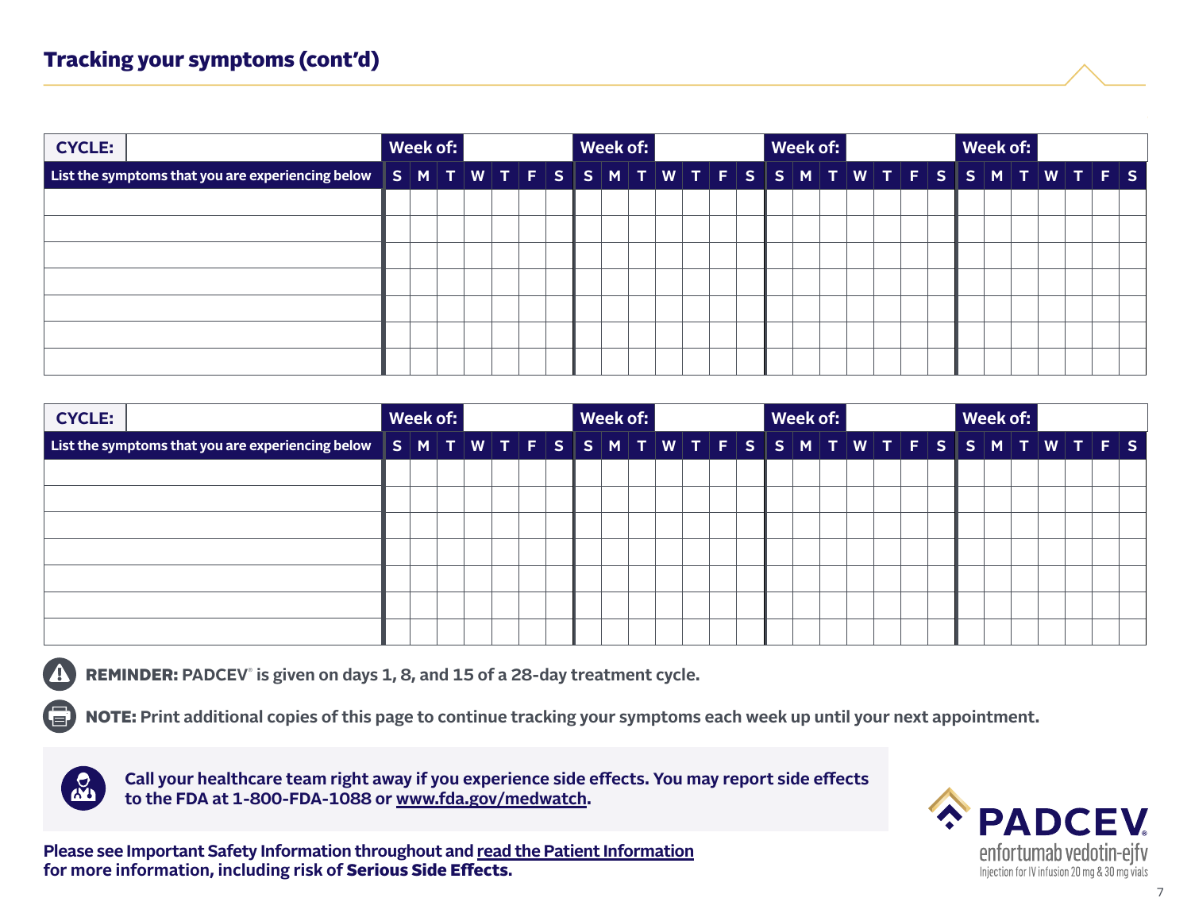## Tracking your symptoms (cont'd)

| CYCLE: | Week of: | | | | | | | Week of: | | | | | | | Week of: | | | | | | | Week of: | | | | | | |
|---|---|---|---|---|---|---|---|---|---|---|---|---|---|---|---|---|---|---|---|---|---|---|---|---|---|---|---|---|
| List the symptoms that you are experiencing below | S | M | T | W | T | F | S | S | M | T | W | T | F | S | S | M | T | W | T | F | S | S | M | T | W | T | F | S |
| | | | | | | | | | | | | | | | | | | | | | | | | | | | | |
| | | | | | | | | | | | | | | | | | | | | | | | | | | | | |
| | | | | | | | | | | | | | | | | | | | | | | | | | | | | |
| | | | | | | | | | | | | | | | | | | | | | | | | | | | | |
| | | | | | | | | | | | | | | | | | | | | | | | | | | | | |
| | | | | | | | | | | | | | | | | | | | | | | | | | | | | |
| | | | | | | | | | | | | | | | | | | | | | | | | | | | | |

| CYCLE: | Week of: | | | | | | | Week of: | | | | | | | Week of: | | | | | | | Week of: | | | | | | |
|---|---|---|---|---|---|---|---|---|---|---|---|---|---|---|---|---|---|---|---|---|---|---|---|---|---|---|---|---|
| List the symptoms that you are experiencing below | S | M | T | W | T | F | S | S | M | T | W | T | F | S | S | M | T | W | T | F | S | S | M | T | W | T | F | S |
| | | | | | | | | | | | | | | | | | | | | | | | | | | | | |
| | | | | | | | | | | | | | | | | | | | | | | | | | | | | |
| | | | | | | | | | | | | | | | | | | | | | | | | | | | | |
| | | | | | | | | | | | | | | | | | | | | | | | | | | | | |
| | | | | | | | | | | | | | | | | | | | | | | | | | | | | |
| | | | | | | | | | | | | | | | | | | | | | | | | | | | | |
| | | | | | | | | | | | | | | | | | | | | | | | | | | | | |

**REMINDER:** PADCEV® is given on days 1, 8, and 15 of a 28-day treatment cycle.

**NOTE:** Print additional copies of this page to continue tracking your symptoms each week up until your next appointment.

**Call your healthcare team right away if you experience side effects. You may report side effects to the FDA at 1-800-FDA-1088 or www.fda.gov/medwatch.**

**Please see Important Safety Information throughout and read the Patient Information for more information, including risk of Serious Side Effects.**

PADCEV®
enfortumab vedotin-ejfv
Injection for IV infusion 20 mg & 30 mg vials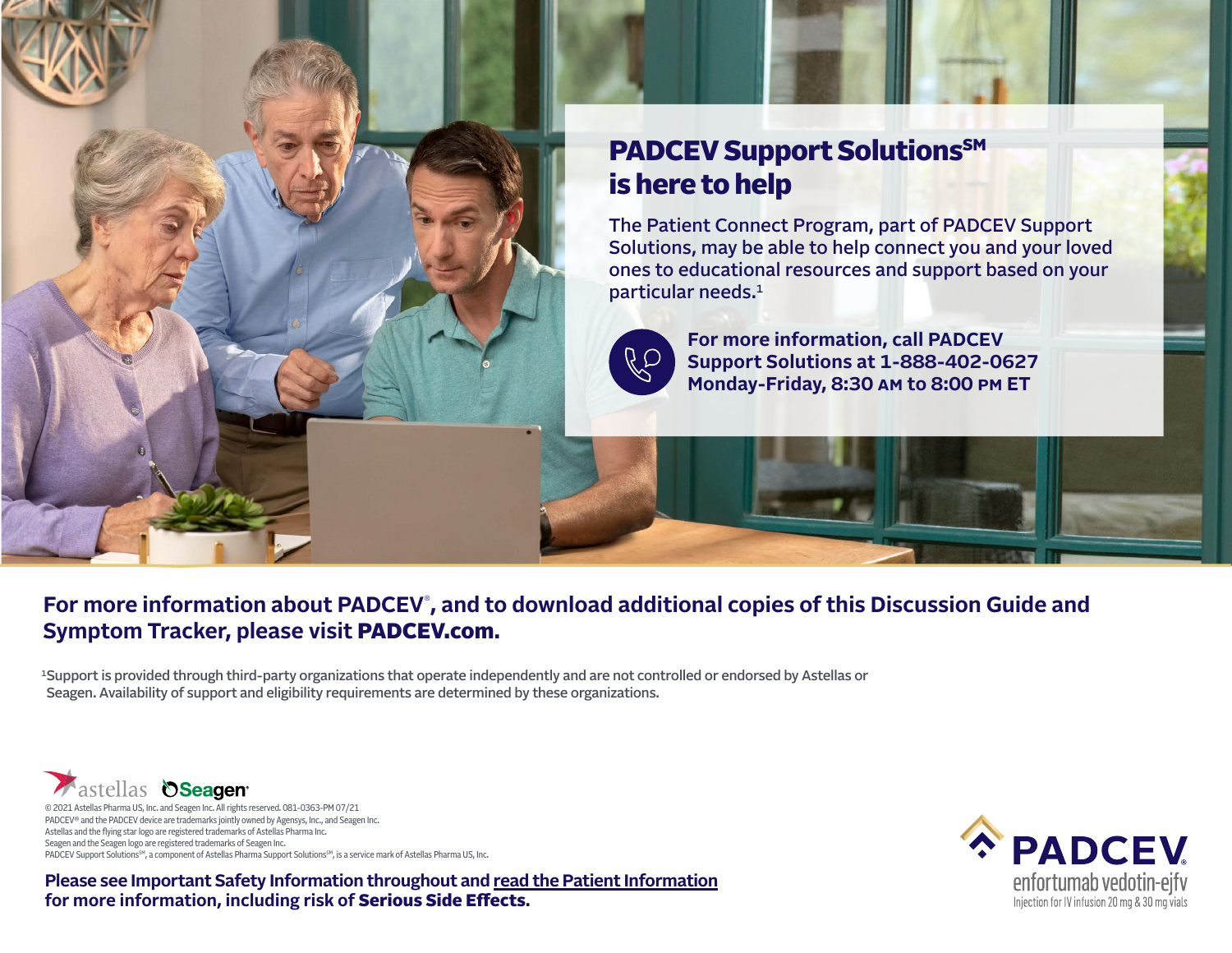## PADCEV Support Solutions℠ is here to help

The Patient Connect Program, part of PADCEV Support Solutions, may be able to help connect you and your loved ones to educational resources and support based on your particular needs.[1]

**For more information, call PADCEV Support Solutions at 1-888-402-0627 Monday-Friday, 8:30 AM to 8:00 PM ET**

**For more information about PADCEV®, and to download additional copies of this Discussion Guide and Symptom Tracker, please visit PADCEV.com.**

[1]Support is provided through third-party organizations that operate independently and are not controlled or endorsed by Astellas or Seagen. Availability of support and eligibility requirements are determined by these organizations.

astellas Seagen

© 2021 Astellas Pharma US, Inc. and Seagen Inc. All rights reserved. 081-0363-PM 07/21
PADCEV® and the PADCEV device are trademarks jointly owned by Agensys, Inc., and Seagen Inc.
Astellas and the flying star logo are registered trademarks of Astellas Pharma Inc.
Seagen and the Seagen logo are registered trademarks of Seagen Inc.
PADCEV Support Solutions℠, a component of Astellas Pharma Support Solutions℠, is a service mark of Astellas Pharma US, Inc.

**Please see Important Safety Information throughout and read the Patient Information for more information, including risk of Serious Side Effects.**

PADCEV
enfortumab vedotin-ejfv
Injection for IV infusion 20 mg & 30 mg vials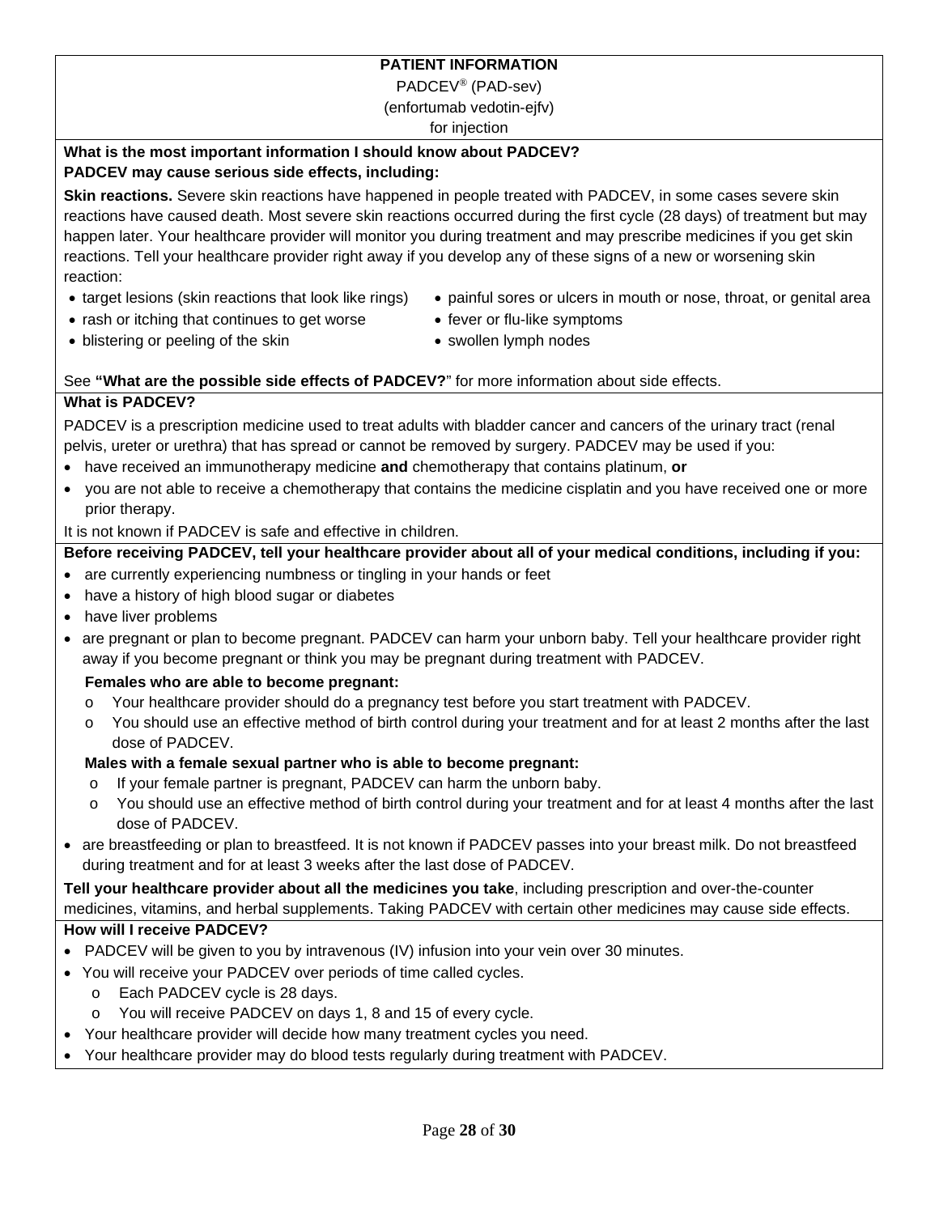**PATIENT INFORMATION**

PADCEV® (PAD-sev)

(enfortumab vedotin-ejfv)

for injection

**What is the most important information I should know about PADCEV?**

**PADCEV may cause serious side effects, including:**

**Skin reactions.** Severe skin reactions have happened in people treated with PADCEV, in some cases severe skin reactions have caused death. Most severe skin reactions occurred during the first cycle (28 days) of treatment but may happen later. Your healthcare provider will monitor you during treatment and may prescribe medicines if you get skin reactions. Tell your healthcare provider right away if you develop any of these signs of a new or worsening skin reaction:

- target lesions (skin reactions that look like rings)
- rash or itching that continues to get worse
- blistering or peeling of the skin
- painful sores or ulcers in mouth or nose, throat, or genital area
- fever or flu-like symptoms
- swollen lymph nodes

See **"What are the possible side effects of PADCEV?"** for more information about side effects.

**What is PADCEV?**

PADCEV is a prescription medicine used to treat adults with bladder cancer and cancers of the urinary tract (renal pelvis, ureter or urethra) that has spread or cannot be removed by surgery. PADCEV may be used if you:

- have received an immunotherapy medicine **and** chemotherapy that contains platinum, **or**
- you are not able to receive a chemotherapy that contains the medicine cisplatin and you have received one or more prior therapy.

It is not known if PADCEV is safe and effective in children.

**Before receiving PADCEV, tell your healthcare provider about all of your medical conditions, including if you:**

- are currently experiencing numbness or tingling in your hands or feet
- have a history of high blood sugar or diabetes
- have liver problems
- are pregnant or plan to become pregnant. PADCEV can harm your unborn baby. Tell your healthcare provider right away if you become pregnant or think you may be pregnant during treatment with PADCEV.

  **Females who are able to become pregnant:**
  - Your healthcare provider should do a pregnancy test before you start treatment with PADCEV.
  - You should use an effective method of birth control during your treatment and for at least 2 months after the last dose of PADCEV.

  **Males with a female sexual partner who is able to become pregnant:**
  - If your female partner is pregnant, PADCEV can harm the unborn baby.
  - You should use an effective method of birth control during your treatment and for at least 4 months after the last dose of PADCEV.
- are breastfeeding or plan to breastfeed. It is not known if PADCEV passes into your breast milk. Do not breastfeed during treatment and for at least 3 weeks after the last dose of PADCEV.

**Tell your healthcare provider about all the medicines you take**, including prescription and over-the-counter medicines, vitamins, and herbal supplements. Taking PADCEV with certain other medicines may cause side effects.

**How will I receive PADCEV?**

- PADCEV will be given to you by intravenous (IV) infusion into your vein over 30 minutes.
- You will receive your PADCEV over periods of time called cycles.
  - Each PADCEV cycle is 28 days.
  - You will receive PADCEV on days 1, 8 and 15 of every cycle.
- Your healthcare provider will decide how many treatment cycles you need.
- Your healthcare provider may do blood tests regularly during treatment with PADCEV.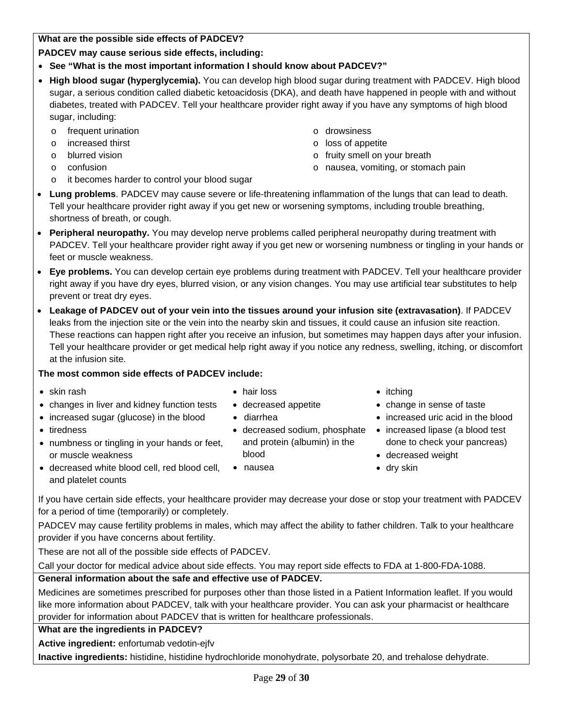**What are the possible side effects of PADCEV?**

**PADCEV may cause serious side effects, including:**

- **See "What is the most important information I should know about PADCEV?"**
- **High blood sugar (hyperglycemia).** You can develop high blood sugar during treatment with PADCEV. High blood sugar, a serious condition called diabetic ketoacidosis (DKA), and death have happened in people with and without diabetes, treated with PADCEV. Tell your healthcare provider right away if you have any symptoms of high blood sugar, including:
  - frequent urination
  - increased thirst
  - blurred vision
  - confusion
  - it becomes harder to control your blood sugar
  - drowsiness
  - loss of appetite
  - fruity smell on your breath
  - nausea, vomiting, or stomach pain
- **Lung problems**. PADCEV may cause severe or life-threatening inflammation of the lungs that can lead to death. Tell your healthcare provider right away if you get new or worsening symptoms, including trouble breathing, shortness of breath, or cough.
- **Peripheral neuropathy.** You may develop nerve problems called peripheral neuropathy during treatment with PADCEV. Tell your healthcare provider right away if you get new or worsening numbness or tingling in your hands or feet or muscle weakness.
- **Eye problems.** You can develop certain eye problems during treatment with PADCEV. Tell your healthcare provider right away if you have dry eyes, blurred vision, or any vision changes. You may use artificial tear substitutes to help prevent or treat dry eyes.
- **Leakage of PADCEV out of your vein into the tissues around your infusion site (extravasation)**. If PADCEV leaks from the injection site or the vein into the nearby skin and tissues, it could cause an infusion site reaction. These reactions can happen right after you receive an infusion, but sometimes may happen days after your infusion. Tell your healthcare provider or get medical help right away if you notice any redness, swelling, itching, or discomfort at the infusion site.

**The most common side effects of PADCEV include:**

- skin rash
- changes in liver and kidney function tests
- increased sugar (glucose) in the blood
- tiredness
- numbness or tingling in your hands or feet, or muscle weakness
- decreased white blood cell, red blood cell, and platelet counts
- hair loss
- decreased appetite
- diarrhea
- decreased sodium, phosphate and protein (albumin) in the blood
- nausea
- itching
- change in sense of taste
- increased uric acid in the blood
- increased lipase (a blood test done to check your pancreas)
- decreased weight
- dry skin

If you have certain side effects, your healthcare provider may decrease your dose or stop your treatment with PADCEV for a period of time (temporarily) or completely.

PADCEV may cause fertility problems in males, which may affect the ability to father children. Talk to your healthcare provider if you have concerns about fertility.

These are not all of the possible side effects of PADCEV.

Call your doctor for medical advice about side effects. You may report side effects to FDA at 1-800-FDA-1088.

**General information about the safe and effective use of PADCEV.**

Medicines are sometimes prescribed for purposes other than those listed in a Patient Information leaflet. If you would like more information about PADCEV, talk with your healthcare provider. You can ask your pharmacist or healthcare provider for information about PADCEV that is written for healthcare professionals.

**What are the ingredients in PADCEV?**

**Active ingredient:** enfortumab vedotin-ejfv

**Inactive ingredients:** histidine, histidine hydrochloride monohydrate, polysorbate 20, and trehalose dehydrate.